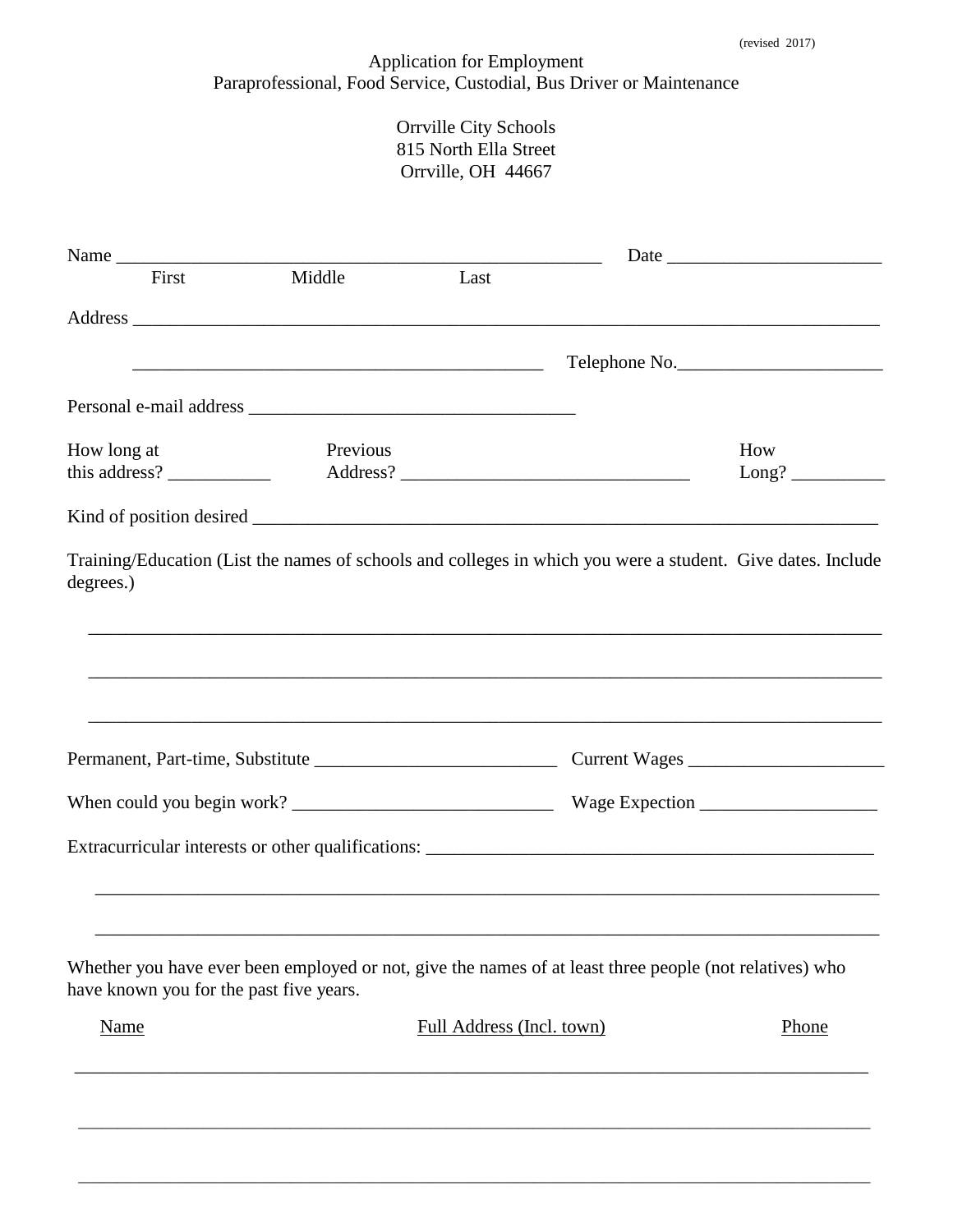(revised 2017)

Application for Employment
Paraprofessional, Food Service, Custodial, Bus Driver or Maintenance

Orrville City Schools
815 North Ella Street
Orrville, OH 44667

Name ________________________________________________ Date ______________________
First Middle Last

Address _________________________________________________________________________

________________________________________ Telephone No.______________________

Personal e-mail address ________________________________

How long at this address? ___________ Previous Address? ___________________________ How Long? __________

Kind of position desired _________________________________________________________

Training/Education (List the names of schools and colleges in which you were a student. Give dates. Include degrees.)

_________________________________________________________________________

_________________________________________________________________________

_________________________________________________________________________

Permanent, Part-time, Substitute ________________________ Current Wages ____________________

When could you begin work? __________________________ Wage Expection __________________

Extracurricular interests or other qualifications: ___________________________________________

_________________________________________________________________________

_________________________________________________________________________

Whether you have ever been employed or not, give the names of at least three people (not relatives) who have known you for the past five years.

| Name | Full Address (Incl. town) | Phone |
| --- | --- | --- |
| | | |
| | | |
| | | |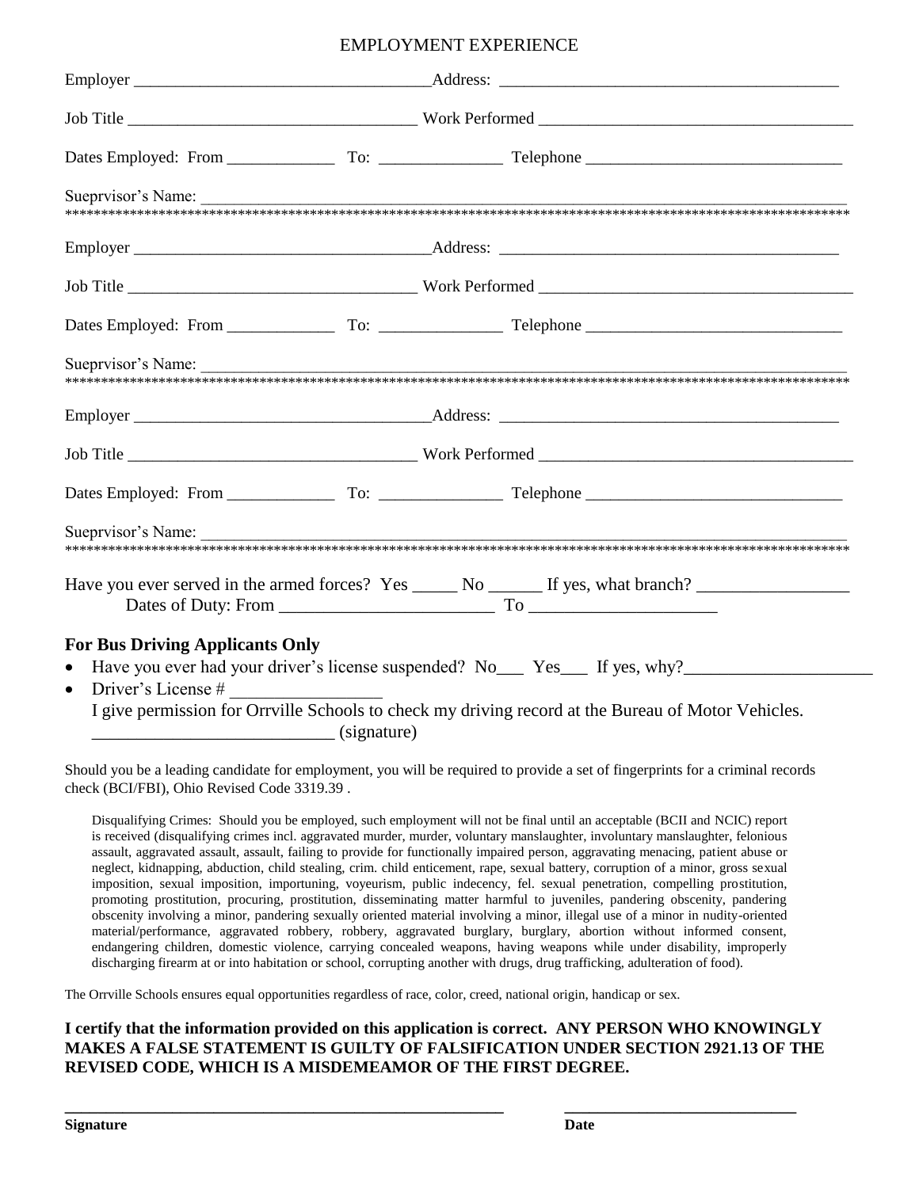EMPLOYMENT EXPERIENCE

Employer ___________________________________Address: ________________________________________

Job Title __________________________________ Work Performed ____________________________________

Dates Employed: From _____________ To: ______________ Telephone _____________________________

Sueprvisor's Name: ________________________________________________________________________________
**********************************************************************************************************

Employer ___________________________________Address: ________________________________________

Job Title __________________________________ Work Performed ____________________________________

Dates Employed: From _____________ To: ______________ Telephone _____________________________

Sueprvisor's Name: ________________________________________________________________________________
**********************************************************************************************************

Employer ___________________________________Address: ________________________________________

Job Title __________________________________ Work Performed ____________________________________

Dates Employed: From _____________ To: ______________ Telephone _____________________________

Sueprvisor's Name: ________________________________________________________________________________
**********************************************************************************************************

Have you ever served in the armed forces? Yes _____ No ______ If yes, what branch? _________________
Dates of Duty: From ________________________ To _____________________

### For Bus Driving Applicants Only

- Have you ever had your driver's license suspended? No___ Yes___ If yes, why?_____________________
- Driver's License # ________________
  I give permission for Orrville Schools to check my driving record at the Bureau of Motor Vehicles.
  __________________________ (signature)

Should you be a leading candidate for employment, you will be required to provide a set of fingerprints for a criminal records check (BCI/FBI), Ohio Revised Code 3319.39 .

Disqualifying Crimes: Should you be employed, such employment will not be final until an acceptable (BCII and NCIC) report is received (disqualifying crimes incl. aggravated murder, murder, voluntary manslaughter, involuntary manslaughter, felonious assault, aggravated assault, assault, failing to provide for functionally impaired person, aggravating menacing, patient abuse or neglect, kidnapping, abduction, child stealing, crim. child enticement, rape, sexual battery, corruption of a minor, gross sexual imposition, sexual imposition, importuning, voyeurism, public indecency, fel. sexual penetration, compelling prostitution, promoting prostitution, procuring, prostitution, disseminating matter harmful to juveniles, pandering obscenity, pandering obscenity involving a minor, pandering sexually oriented material involving a minor, illegal use of a minor in nudity-oriented material/performance, aggravated robbery, robbery, aggravated burglary, burglary, abortion without informed consent, endangering children, domestic violence, carrying concealed weapons, having weapons while under disability, improperly discharging firearm at or into habitation or school, corrupting another with drugs, drug trafficking, adulteration of food).

The Orrville Schools ensures equal opportunities regardless of race, color, creed, national origin, handicap or sex.

**I certify that the information provided on this application is correct. ANY PERSON WHO KNOWINGLY MAKES A FALSE STATEMENT IS GUILTY OF FALSIFICATION UNDER SECTION 2921.13 OF THE REVISED CODE, WHICH IS A MISDEMEAMOR OF THE FIRST DEGREE.**

_______________________________________________ ____________________________

**Signature** **Date**